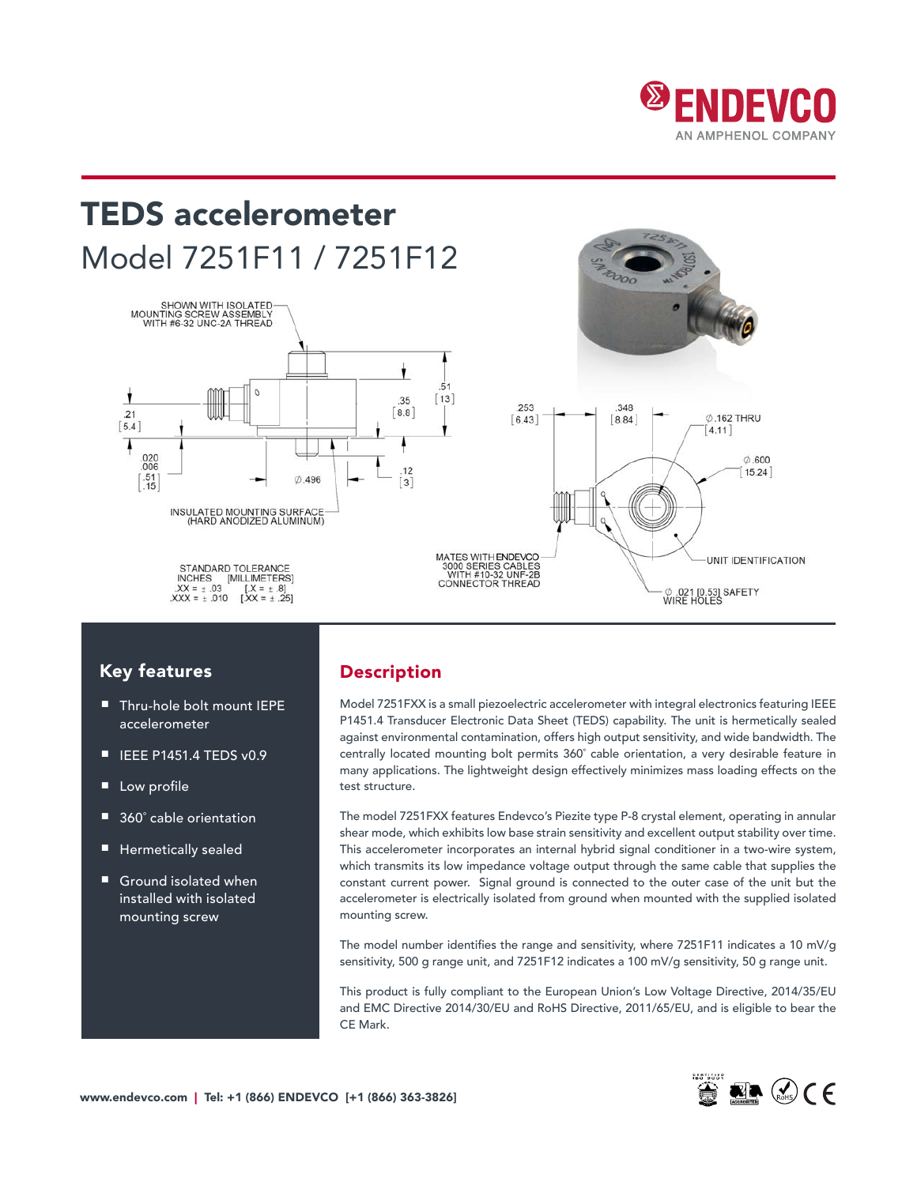# TEDS accelerometer

## Model 7251F11 / 7251F12

SHOWN WITH ISOLATED MOUNTING SCREW ASSEMBLY WITH #6-32 UNC-2A THREAD

.21 [5.4]

.020 .006 [.51 .15]

Ø.496

.35 [8.8]

.51 [13]

.12 [3]

INSULATED MOUNTING SURFACE (HARD ANODIZED ALUMINUM)

STANDARD TOLERANCE
INCHES [MILLIMETERS]
.XX = ± .03 [.X = ± .8]
.XXX = ± .010 [.XX = ± .25]

.253 [6.43]

.348 [8.84]

Ø.162 THRU [4.11]

Ø.600 [15.24]

MATES WITH ENDEVCO 3000 SERIES CABLES WITH #10-32 UNF-2B CONNECTOR THREAD

UNIT IDENTIFICATION

Ø .021 [0.53] SAFETY WIRE HOLES

## Key features

- Thru-hole bolt mount IEPE accelerometer
- IEEE P1451.4 TEDS v0.9
- Low profile
- 360˚ cable orientation
- Hermetically sealed
- Ground isolated when installed with isolated mounting screw

## Description

Model 7251FXX is a small piezoelectric accelerometer with integral electronics featuring IEEE P1451.4 Transducer Electronic Data Sheet (TEDS) capability. The unit is hermetically sealed against environmental contamination, offers high output sensitivity, and wide bandwidth. The centrally located mounting bolt permits 360˚ cable orientation, a very desirable feature in many applications. The lightweight design effectively minimizes mass loading effects on the test structure.

The model 7251FXX features Endevco's Piezite type P-8 crystal element, operating in annular shear mode, which exhibits low base strain sensitivity and excellent output stability over time. This accelerometer incorporates an internal hybrid signal conditioner in a two-wire system, which transmits its low impedance voltage output through the same cable that supplies the constant current power. Signal ground is connected to the outer case of the unit but the accelerometer is electrically isolated from ground when mounted with the supplied isolated mounting screw.

The model number identifies the range and sensitivity, where 7251F11 indicates a 10 mV/g sensitivity, 500 g range unit, and 7251F12 indicates a 100 mV/g sensitivity, 50 g range unit.

This product is fully compliant to the European Union's Low Voltage Directive, 2014/35/EU and EMC Directive 2014/30/EU and RoHS Directive, 2011/65/EU, and is eligible to bear the CE Mark.

www.endevco.com | Tel: +1 (866) ENDEVCO [+1 (866) 363-3826]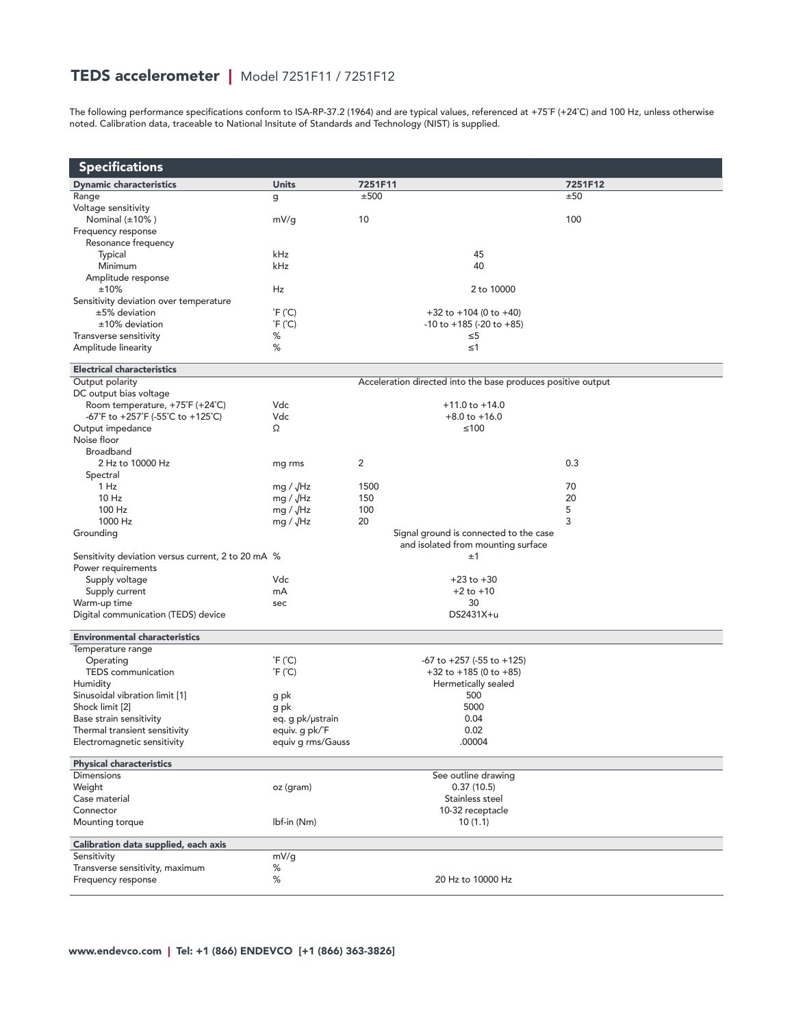# TEDS accelerometer | Model 7251F11 / 7251F12

The following performance specifications conform to ISA-RP-37.2 (1964) and are typical values, referenced at +75˚F (+24˚C) and 100 Hz, unless otherwise noted. Calibration data, traceable to National Insitute of Standards and Technology (NIST) is supplied.

## Specifications

| Dynamic characteristics | Units | 7251F11 | 7251F12 |
|---|---|---|---|
| Range | g | ±500 | ±50 |
| Voltage sensitivity | | | |
| Nominal (±10% ) | mV/g | 10 | 100 |
| Frequency response | | | |
| Resonance frequency | | | |
| Typical | kHz | 45 | |
| Minimum | kHz | 40 | |
| Amplitude response | | | |
| ±10% | Hz | 2 to 10000 | |
| Sensitivity deviation over temperature | | | |
| ±5% deviation | ˚F (˚C) | +32 to +104 (0 to +40) | |
| ±10% deviation | ˚F (˚C) | -10 to +185 (-20 to +85) | |
| Transverse sensitivity | % | ≤5 | |
| Amplitude linearity | % | ≤1 | |
| **Electrical characteristics** | | | |
| Output polarity | | Acceleration directed into the base produces positive output | |
| DC output bias voltage | | | |
| Room temperature, +75˚F (+24˚C) | Vdc | +11.0 to +14.0 | |
| -67˚F to +257˚F (-55˚C to +125˚C) | Vdc | +8.0 to +16.0 | |
| Output impedance | Ω | ≤100 | |
| Noise floor | | | |
| Broadband | | | |
| 2 Hz to 10000 Hz | mg rms | 2 | 0.3 |
| Spectral | | | |
| 1 Hz | mg / √Hz | 1500 | 70 |
| 10 Hz | mg / √Hz | 150 | 20 |
| 100 Hz | mg / √Hz | 100 | 5 |
| 1000 Hz | mg / √Hz | 20 | 3 |
| Grounding | | Signal ground is connected to the case and isolated from mounting surface | |
| Sensitivity deviation versus current, 2 to 20 mA | % | ±1 | |
| Power requirements | | | |
| Supply voltage | Vdc | +23 to +30 | |
| Supply current | mA | +2 to +10 | |
| Warm-up time | sec | 30 | |
| Digital communication (TEDS) device | | DS2431X+u | |
| **Environmental characteristics** | | | |
| Temperature range | | | |
| Operating | ˚F (˚C) | -67 to +257 (-55 to +125) | |
| TEDS communication | ˚F (˚C) | +32 to +185 (0 to +85) | |
| Humidity | | Hermetically sealed | |
| Sinusoidal vibration limit [1] | g pk | 500 | |
| Shock limit [2] | g pk | 5000 | |
| Base strain sensitivity | eq. g pk/µstrain | 0.04 | |
| Thermal transient sensitivity | equiv. g pk/˚F | 0.02 | |
| Electromagnetic sensitivity | equiv g rms/Gauss | .00004 | |
| **Physical characteristics** | | | |
| Dimensions | | See outline drawing | |
| Weight | oz (gram) | 0.37 (10.5) | |
| Case material | | Stainless steel | |
| Connector | | 10-32 receptacle | |
| Mounting torque | lbf-in (Nm) | 10 (1.1) | |
| **Calibration data supplied, each axis** | | | |
| Sensitivity | mV/g | | |
| Transverse sensitivity, maximum | % | | |
| Frequency response | % | 20 Hz to 10000 Hz | |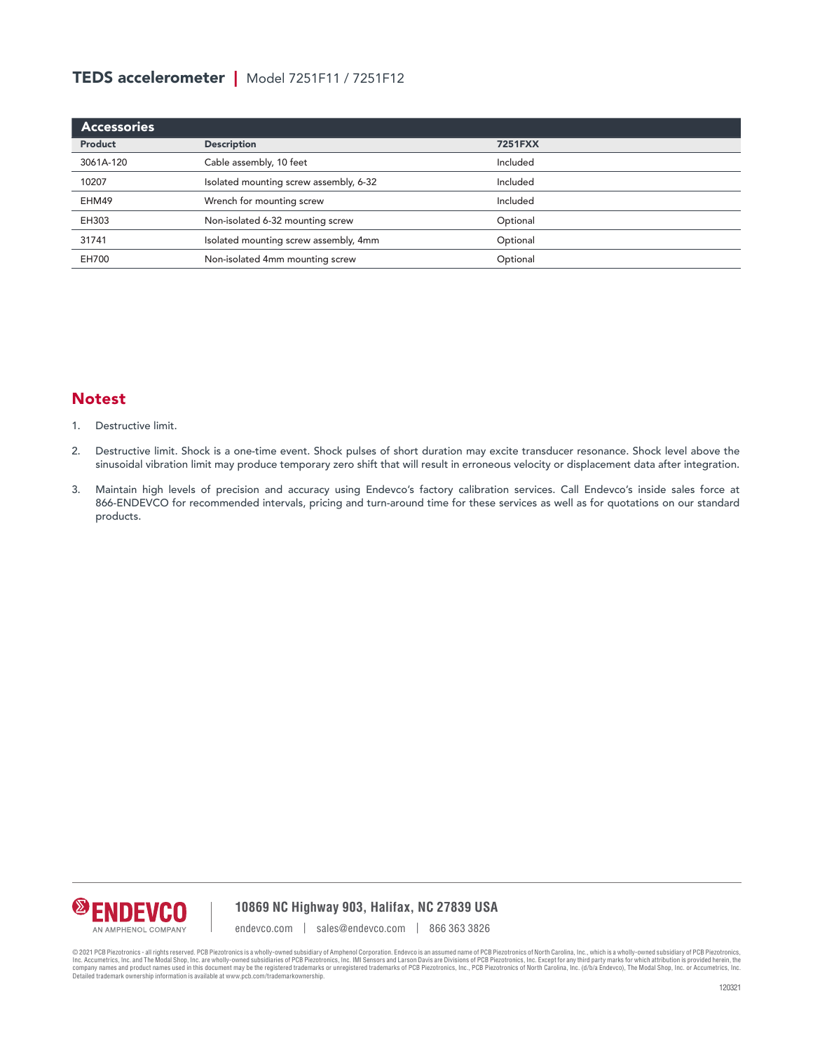## Accessories

| Product | Description | 7251FXX |
|---|---|---|
| 3061A-120 | Cable assembly, 10 feet | Included |
| 10207 | Isolated mounting screw assembly, 6-32 | Included |
| EHM49 | Wrench for mounting screw | Included |
| EH303 | Non-isolated 6-32 mounting screw | Optional |
| 31741 | Isolated mounting screw assembly, 4mm | Optional |
| EH700 | Non-isolated 4mm mounting screw | Optional |

## Notest

1. Destructive limit.
2. Destructive limit. Shock is a one-time event. Shock pulses of short duration may excite transducer resonance. Shock level above the sinusoidal vibration limit may produce temporary zero shift that will result in erroneous velocity or displacement data after integration.
3. Maintain high levels of precision and accuracy using Endevco's factory calibration services. Call Endevco's inside sales force at 866-ENDEVCO for recommended intervals, pricing and turn-around time for these services as well as for quotations on our standard products.

ENDEVCO
AN AMPHENOL COMPANY

**10869 NC Highway 903, Halifax, NC 27839 USA**

endevco.com | sales@endevco.com | 866 363 3826

© 2021 PCB Piezotronics - all rights reserved. PCB Piezotronics is a wholly-owned subsidiary of Amphenol Corporation. Endevco is an assumed name of PCB Piezotronics of North Carolina, Inc., which is a wholly-owned subsidiary of PCB Piezotronics, Inc. Accumetrics, Inc. and The Modal Shop, Inc. are wholly-owned subsidiaries of PCB Piezotronics, Inc. IMI Sensors and Larson Davis are Divisions of PCB Piezotronics, Inc. Except for any third party marks for which attribution is provided herein, the company names and product names used in this document may be the registered trademarks or unregistered trademarks of PCB Piezotronics, Inc., PCB Piezotronics of North Carolina, Inc. (d/b/a Endevco), The Modal Shop, Inc. or Accumetrics, Inc. Detailed trademark ownership information is available at www.pcb.com/trademarkownership.

120321